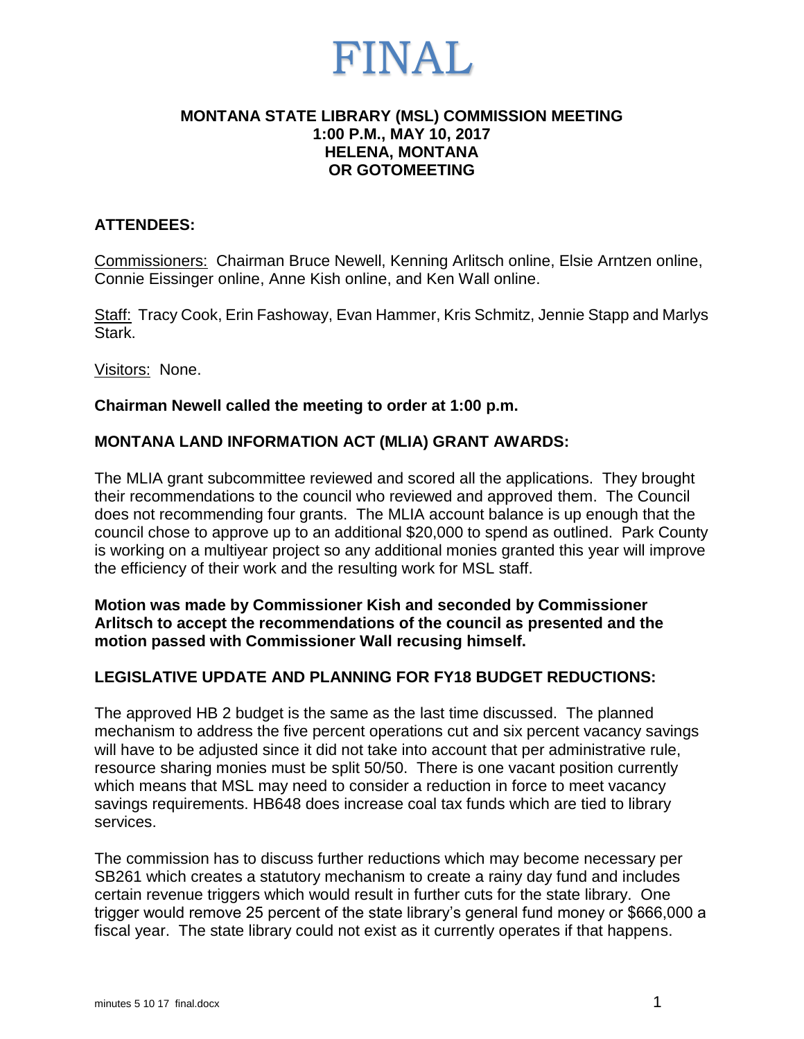# FINAL

## MONTANA STATE LIBRARY (MSL) COMMISSION MEETING
## 1:00 P.M., MAY 10, 2017
## HELENA, MONTANA
## OR GOTOMEETING

### ATTENDEES:

Commissioners: Chairman Bruce Newell, Kenning Arlitsch online, Elsie Arntzen online, Connie Eissinger online, Anne Kish online, and Ken Wall online.

Staff: Tracy Cook, Erin Fashoway, Evan Hammer, Kris Schmitz, Jennie Stapp and Marlys Stark.

Visitors: None.

**Chairman Newell called the meeting to order at 1:00 p.m.**

### MONTANA LAND INFORMATION ACT (MLIA) GRANT AWARDS:

The MLIA grant subcommittee reviewed and scored all the applications. They brought their recommendations to the council who reviewed and approved them. The Council does not recommending four grants. The MLIA account balance is up enough that the council chose to approve up to an additional $20,000 to spend as outlined. Park County is working on a multiyear project so any additional monies granted this year will improve the efficiency of their work and the resulting work for MSL staff.

**Motion was made by Commissioner Kish and seconded by Commissioner Arlitsch to accept the recommendations of the council as presented and the motion passed with Commissioner Wall recusing himself.**

### LEGISLATIVE UPDATE AND PLANNING FOR FY18 BUDGET REDUCTIONS:

The approved HB 2 budget is the same as the last time discussed. The planned mechanism to address the five percent operations cut and six percent vacancy savings will have to be adjusted since it did not take into account that per administrative rule, resource sharing monies must be split 50/50. There is one vacant position currently which means that MSL may need to consider a reduction in force to meet vacancy savings requirements. HB648 does increase coal tax funds which are tied to library services.

The commission has to discuss further reductions which may become necessary per SB261 which creates a statutory mechanism to create a rainy day fund and includes certain revenue triggers which would result in further cuts for the state library. One trigger would remove 25 percent of the state library's general fund money or $666,000 a fiscal year. The state library could not exist as it currently operates if that happens.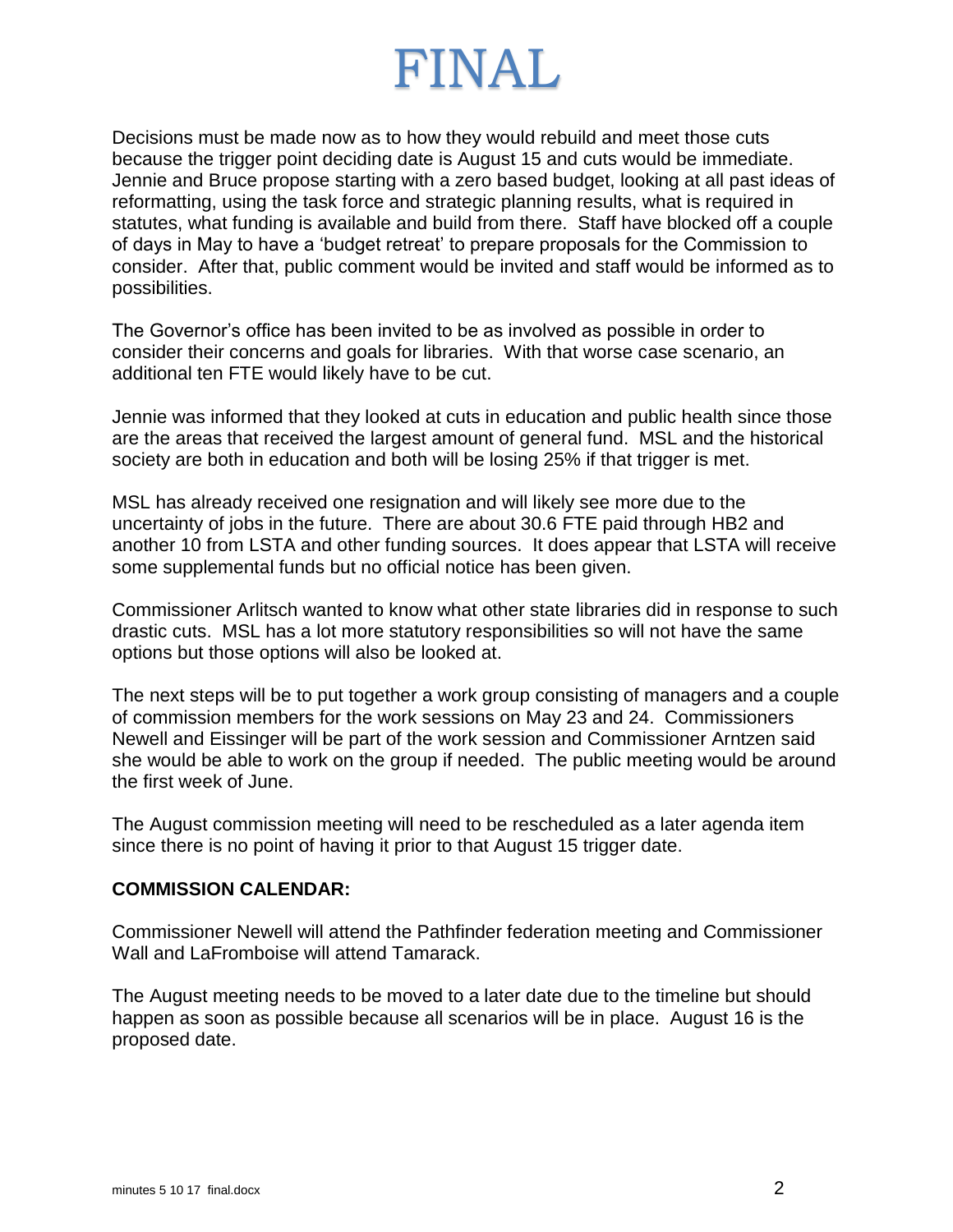# FINAL

Decisions must be made now as to how they would rebuild and meet those cuts because the trigger point deciding date is August 15 and cuts would be immediate. Jennie and Bruce propose starting with a zero based budget, looking at all past ideas of reformatting, using the task force and strategic planning results, what is required in statutes, what funding is available and build from there. Staff have blocked off a couple of days in May to have a 'budget retreat' to prepare proposals for the Commission to consider. After that, public comment would be invited and staff would be informed as to possibilities.

The Governor's office has been invited to be as involved as possible in order to consider their concerns and goals for libraries. With that worse case scenario, an additional ten FTE would likely have to be cut.

Jennie was informed that they looked at cuts in education and public health since those are the areas that received the largest amount of general fund. MSL and the historical society are both in education and both will be losing 25% if that trigger is met.

MSL has already received one resignation and will likely see more due to the uncertainty of jobs in the future. There are about 30.6 FTE paid through HB2 and another 10 from LSTA and other funding sources. It does appear that LSTA will receive some supplemental funds but no official notice has been given.

Commissioner Arlitsch wanted to know what other state libraries did in response to such drastic cuts. MSL has a lot more statutory responsibilities so will not have the same options but those options will also be looked at.

The next steps will be to put together a work group consisting of managers and a couple of commission members for the work sessions on May 23 and 24. Commissioners Newell and Eissinger will be part of the work session and Commissioner Arntzen said she would be able to work on the group if needed. The public meeting would be around the first week of June.

The August commission meeting will need to be rescheduled as a later agenda item since there is no point of having it prior to that August 15 trigger date.

**COMMISSION CALENDAR:**

Commissioner Newell will attend the Pathfinder federation meeting and Commissioner Wall and LaFromboise will attend Tamarack.

The August meeting needs to be moved to a later date due to the timeline but should happen as soon as possible because all scenarios will be in place. August 16 is the proposed date.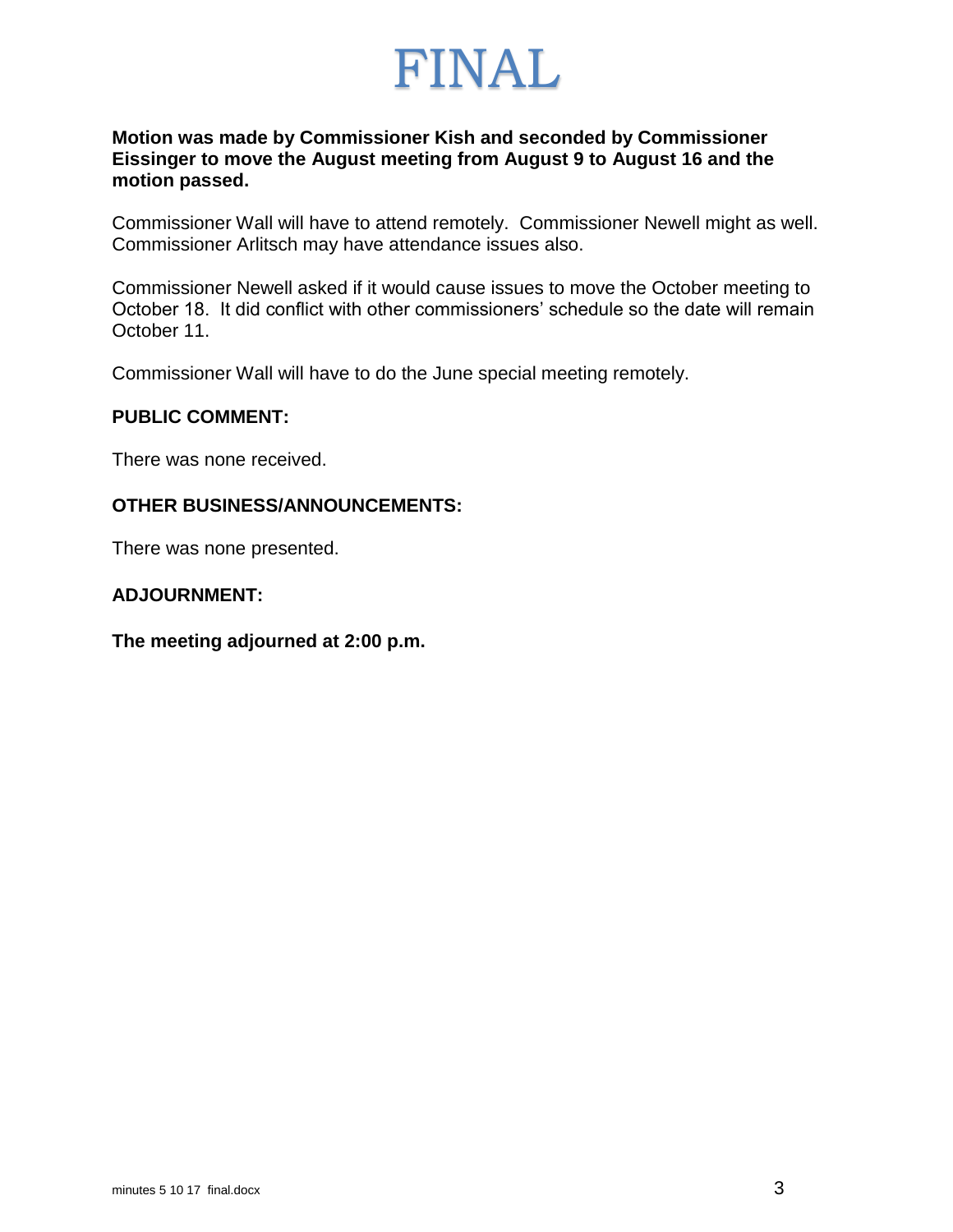# FINAL

**Motion was made by Commissioner Kish and seconded by Commissioner Eissinger to move the August meeting from August 9 to August 16 and the motion passed.**

Commissioner Wall will have to attend remotely. Commissioner Newell might as well. Commissioner Arlitsch may have attendance issues also.

Commissioner Newell asked if it would cause issues to move the October meeting to October 18. It did conflict with other commissioners' schedule so the date will remain October 11.

Commissioner Wall will have to do the June special meeting remotely.

**PUBLIC COMMENT:**

There was none received.

**OTHER BUSINESS/ANNOUNCEMENTS:**

There was none presented.

**ADJOURNMENT:**

**The meeting adjourned at 2:00 p.m.**